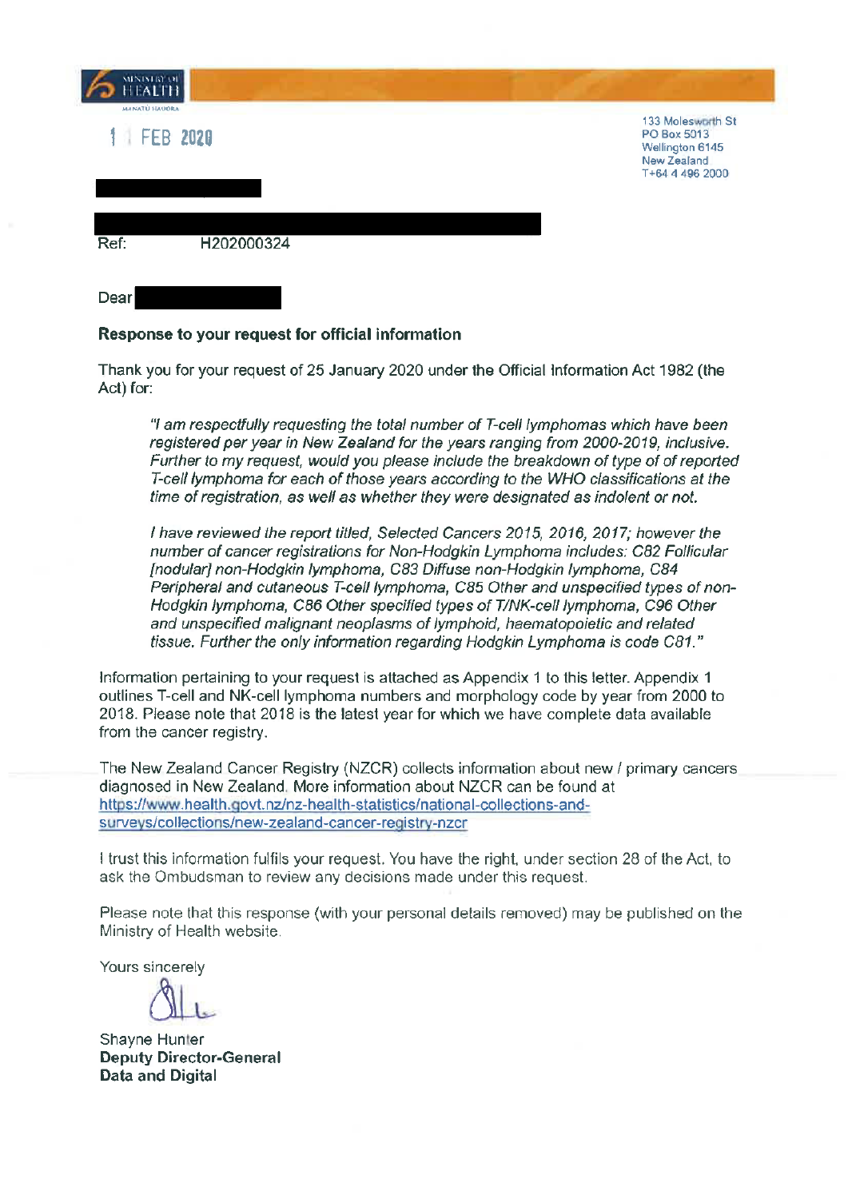MINISTRY OF HEALTH
MANATŪ HAUORA

1 FEB 2020

133 Molesworth St
PO Box 5013
Wellington 6145
New Zealand
T+64 4 496 2000

Ref: H202000324

Dear

**Response to your request for official information**

Thank you for your request of 25 January 2020 under the Official Information Act 1982 (the Act) for:

> *"I am respectfully requesting the total number of T-cell lymphomas which have been registered per year in New Zealand for the years ranging from 2000-2019, inclusive. Further to my request, would you please include the breakdown of type of of reported T-cell lymphoma for each of those years according to the WHO classifications at the time of registration, as well as whether they were designated as indolent or not.*
>
> *I have reviewed the report titled, Selected Cancers 2015, 2016, 2017; however the number of cancer registrations for Non-Hodgkin Lymphoma includes: C82 Follicular [nodular] non-Hodgkin lymphoma, C83 Diffuse non-Hodgkin lymphome, C84 Peripheral and cutaneous T-cell lymphoma, C85 Other and unspecified types of non-Hodgkin lymphoma, C86 Other specified types of T/NK-cell lymphoma, C96 Other and unspecified malignant neoplasms of lymphoid, haematopoietic and related tissue. Further the only information regarding Hodgkin Lymphoma is code C81."*

Information pertaining to your request is attached as Appendix 1 to this letter. Appendix 1 outlines T-cell and NK-cell lymphoma numbers and morphology code by year from 2000 to 2018. Please note that 2018 is the latest year for which we have complete data available from the cancer registry.

The New Zealand Cancer Registry (NZCR) collects information about new / primary cancers diagnosed in New Zealand. More information about NZCR can be found at https://www.health.govt.nz/nz-health-statistics/national-collections-and-surveys/collections/new-zealand-cancer-registry-nzcr

I trust this information fulfils your request. You have the right, under section 28 of the Act, to ask the Ombudsman to review any decisions made under this request.

Please note that this response (with your personal details removed) may be published on the Ministry of Health website.

Yours sincerely

Shayne Hunter
**Deputy Director-General**
**Data and Digital**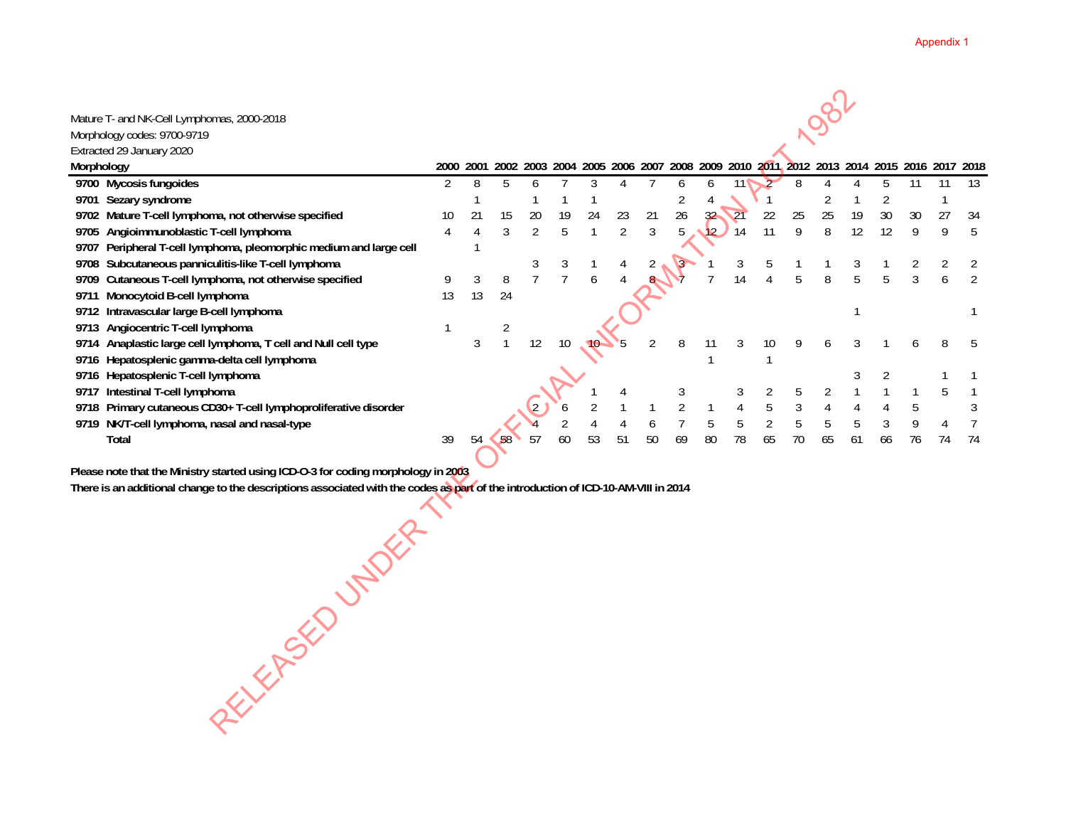Appendix 1

Mature T- and NK-Cell Lymphomas, 2000-2018

Morphology codes: 9700-9719

Extracted 29 January 2020

| Morphology | | 2000 | 2001 | 2002 | 2003 | 2004 | 2005 | 2006 | 2007 | 2008 | 2009 | 2010 | 2011 | 2012 | 2013 | 2014 | 2015 | 2016 | 2017 | 2018 |
|---|---|---|---|---|---|---|---|---|---|---|---|---|---|---|---|---|---|---|---|---|
| **9700** | **Mycosis fungoides** | 2 | 8 | 5 | 6 | 7 | 3 | 4 | 7 | 6 | 6 | 11 | 2 | 8 | 4 | 4 | 5 | 11 | 11 | 13 |
| **9701** | **Sezary syndrome** | | 1 | | 1 | 1 | 1 | | | 2 | 4 | | 1 | | 2 | 1 | 2 | | 1 | |
| **9702** | **Mature T-cell lymphoma, not otherwise specified** | 10 | 21 | 15 | 20 | 19 | 24 | 23 | 21 | 26 | 32 | 21 | 22 | 25 | 25 | 19 | 30 | 30 | 27 | 34 |
| **9705** | **Angioimmunoblastic T-cell lymphoma** | 4 | 4 | 3 | 2 | 5 | 1 | 2 | 3 | 5 | 12 | 14 | 11 | 9 | 8 | 12 | 12 | 9 | 9 | 5 |
| **9707** | **Peripheral T-cell lymphoma, pleomorphic medium and large cell** | | 1 | | | | | | | | | | | | | | | | | |
| **9708** | **Subcutaneous panniculitis-like T-cell lymphoma** | | | | 3 | 3 | 1 | 4 | 2 | 3 | 1 | 3 | 5 | 1 | 1 | 3 | 1 | 2 | 2 | 2 |
| **9709** | **Cutaneous T-cell lymphoma, not otherwise specified** | 9 | 3 | 8 | 7 | 7 | 6 | 4 | 8 | 7 | 7 | 14 | 4 | 5 | 8 | 5 | 5 | 3 | 6 | 2 |
| **9711** | **Monocytoid B-cell lymphoma** | 13 | 13 | 24 | | | | | | | | | | | | | | | | |
| **9712** | **Intravascular large B-cell lymphoma** | | | | | | | | | | | | | | | 1 | | | | 1 |
| **9713** | **Angiocentric T-cell lymphoma** | 1 | | 2 | | | | | | | | | | | | | | | | |
| **9714** | **Anaplastic large cell lymphoma, T cell and Null cell type** | | 3 | 1 | 12 | 10 | 10 | 5 | 2 | 8 | 11 | 3 | 10 | 9 | 6 | 3 | 1 | 6 | 8 | 5 |
| **9716** | **Hepatosplenic gamma-delta cell lymphoma** | | | | | | | | | | 1 | | 1 | | | | | | | |
| **9716** | **Hepatosplenic T-cell lymphoma** | | | | | | | | | | | | | | | 3 | 2 | | 1 | 1 |
| **9717** | **Intestinal T-cell lymphoma** | | | | | | 1 | 4 | | 3 | | 3 | 2 | 5 | 2 | 1 | 1 | 1 | 5 | 1 |
| **9718** | **Primary cutaneous CD30+ T-cell lymphoproliferative disorder** | | | | 2 | 6 | 2 | 1 | 1 | 2 | 1 | 4 | 5 | 3 | 4 | 4 | 4 | 5 | | 3 |
| **9719** | **NK/T-cell lymphoma, nasal and nasal-type** | | | | 4 | 2 | 4 | 4 | 6 | 7 | 5 | 5 | 2 | 5 | 5 | 5 | 3 | 9 | 4 | 7 |
| | **Total** | 39 | 54 | 58 | 57 | 60 | 53 | 51 | 50 | 69 | 80 | 78 | 65 | 70 | 65 | 61 | 66 | 76 | 74 | 74 |

**Please note that the Ministry started using ICD-O-3 for coding morphology in 2003**

**There is an additional change to the descriptions associated with the codes as part of the introduction of ICD-10-AM-VIII in 2014**